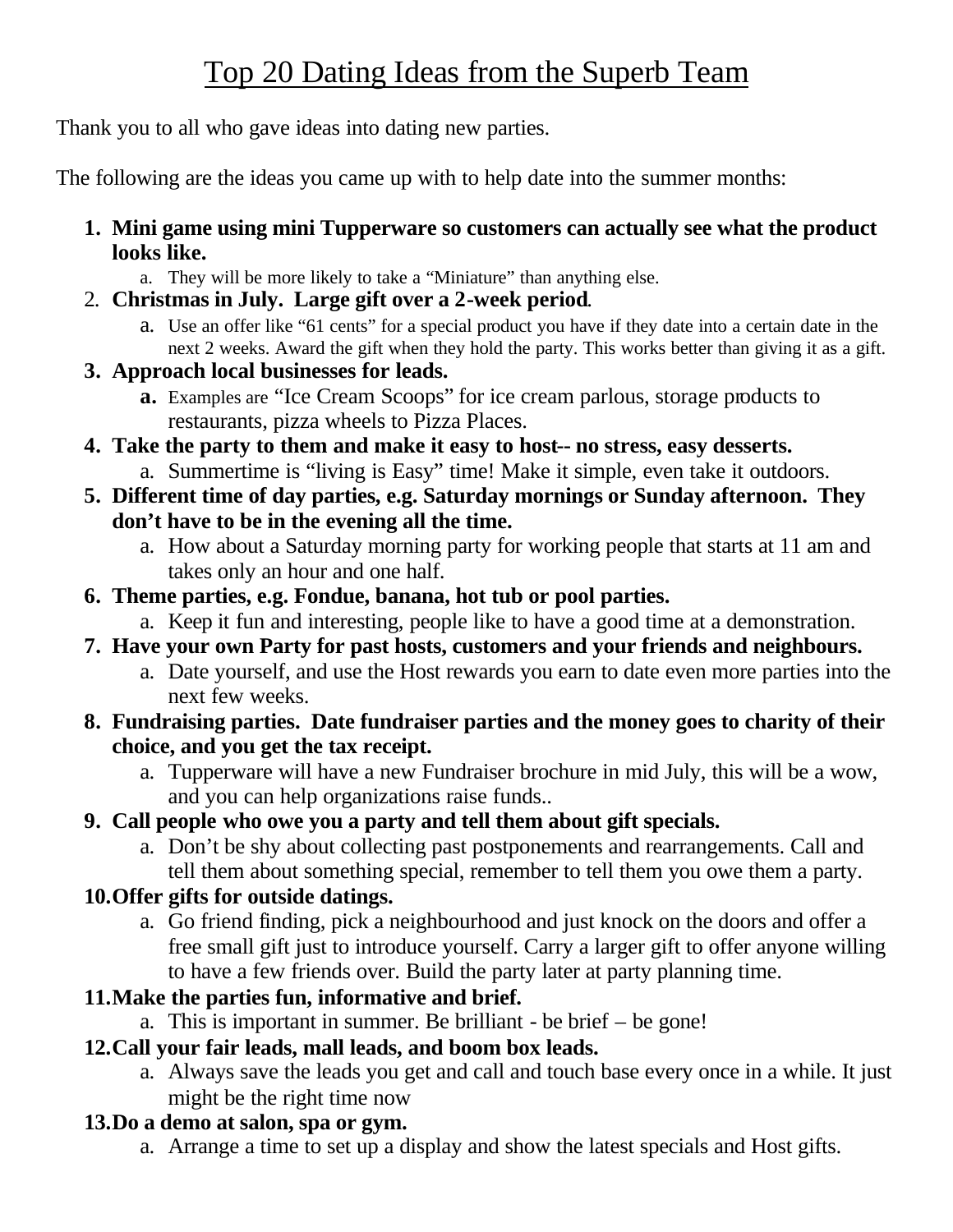# Top 20 Dating Ideas from the Superb Team

Thank you to all who gave ideas into dating new parties.

The following are the ideas you came up with to help date into the summer months:

1. **Mini game using mini Tupperware so customers can actually see what the product looks like.**
   a. They will be more likely to take a "Miniature" than anything else.
2. **Christmas in July. Large gift over a 2-week period.**
   a. Use an offer like "61 cents" for a special product you have if they date into a certain date in the next 2 weeks. Award the gift when they hold the party. This works better than giving it as a gift.
3. **Approach local businesses for leads.**
   a. Examples are "Ice Cream Scoops" for ice cream parlous, storage products to restaurants, pizza wheels to Pizza Places.
4. **Take the party to them and make it easy to host-- no stress, easy desserts.**
   a. Summertime is "living is Easy" time! Make it simple, even take it outdoors.
5. **Different time of day parties, e.g. Saturday mornings or Sunday afternoon. They don't have to be in the evening all the time.**
   a. How about a Saturday morning party for working people that starts at 11 am and takes only an hour and one half.
6. **Theme parties, e.g. Fondue, banana, hot tub or pool parties.**
   a. Keep it fun and interesting, people like to have a good time at a demonstration.
7. **Have your own Party for past hosts, customers and your friends and neighbours.**
   a. Date yourself, and use the Host rewards you earn to date even more parties into the next few weeks.
8. **Fundraising parties. Date fundraiser parties and the money goes to charity of their choice, and you get the tax receipt.**
   a. Tupperware will have a new Fundraiser brochure in mid July, this will be a wow, and you can help organizations raise funds..
9. **Call people who owe you a party and tell them about gift specials.**
   a. Don't be shy about collecting past postponements and rearrangements. Call and tell them about something special, remember to tell them you owe them a party.
10. **Offer gifts for outside datings.**
    a. Go friend finding, pick a neighbourhood and just knock on the doors and offer a free small gift just to introduce yourself. Carry a larger gift to offer anyone willing to have a few friends over. Build the party later at party planning time.
11. **Make the parties fun, informative and brief.**
    a. This is important in summer. Be brilliant - be brief – be gone!
12. **Call your fair leads, mall leads, and boom box leads.**
    a. Always save the leads you get and call and touch base every once in a while. It just might be the right time now
13. **Do a demo at salon, spa or gym.**
    a. Arrange a time to set up a display and show the latest specials and Host gifts.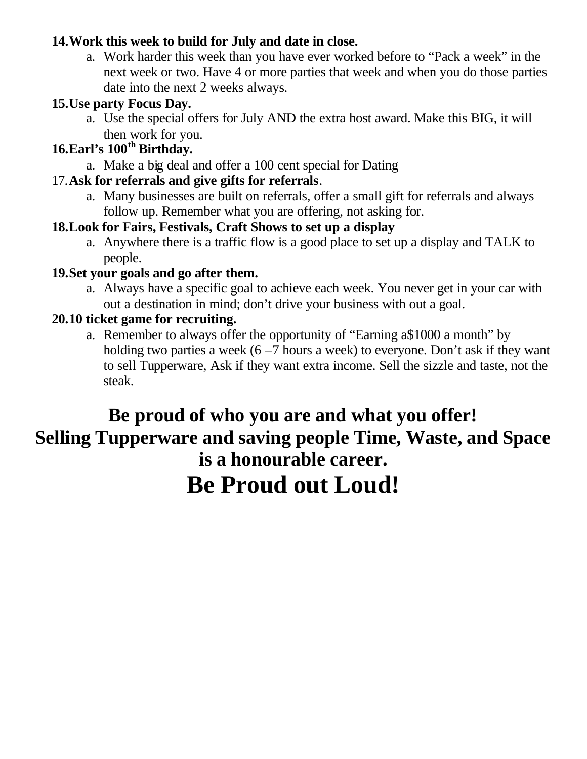14. **Work this week to build for July and date in close.**
    a. Work harder this week than you have ever worked before to "Pack a week" in the next week or two. Have 4 or more parties that week and when you do those parties date into the next 2 weeks always.
15. **Use party Focus Day.**
    a. Use the special offers for July AND the extra host award. Make this BIG, it will then work for you.
16. **Earl's 100$^{th}$ Birthday.**
    a. Make a big deal and offer a 100 cent special for Dating
17. **Ask for referrals and give gifts for referrals**.
    a. Many businesses are built on referrals, offer a small gift for referrals and always follow up. Remember what you are offering, not asking for.
18. **Look for Fairs, Festivals, Craft Shows to set up a display**
    a. Anywhere there is a traffic flow is a good place to set up a display and TALK to people.
19. **Set your goals and go after them.**
    a. Always have a specific goal to achieve each week. You never get in your car with out a destination in mind; don't drive your business with out a goal.
20. **10 ticket game for recruiting.**
    a. Remember to always offer the opportunity of "Earning a$1000 a month" by holding two parties a week (6 –7 hours a week) to everyone. Don't ask if they want to sell Tupperware, Ask if they want extra income. Sell the sizzle and taste, not the steak.

## Be proud of who you are and what you offer!
## Selling Tupperware and saving people Time, Waste, and Space is a honourable career.

# Be Proud out Loud!